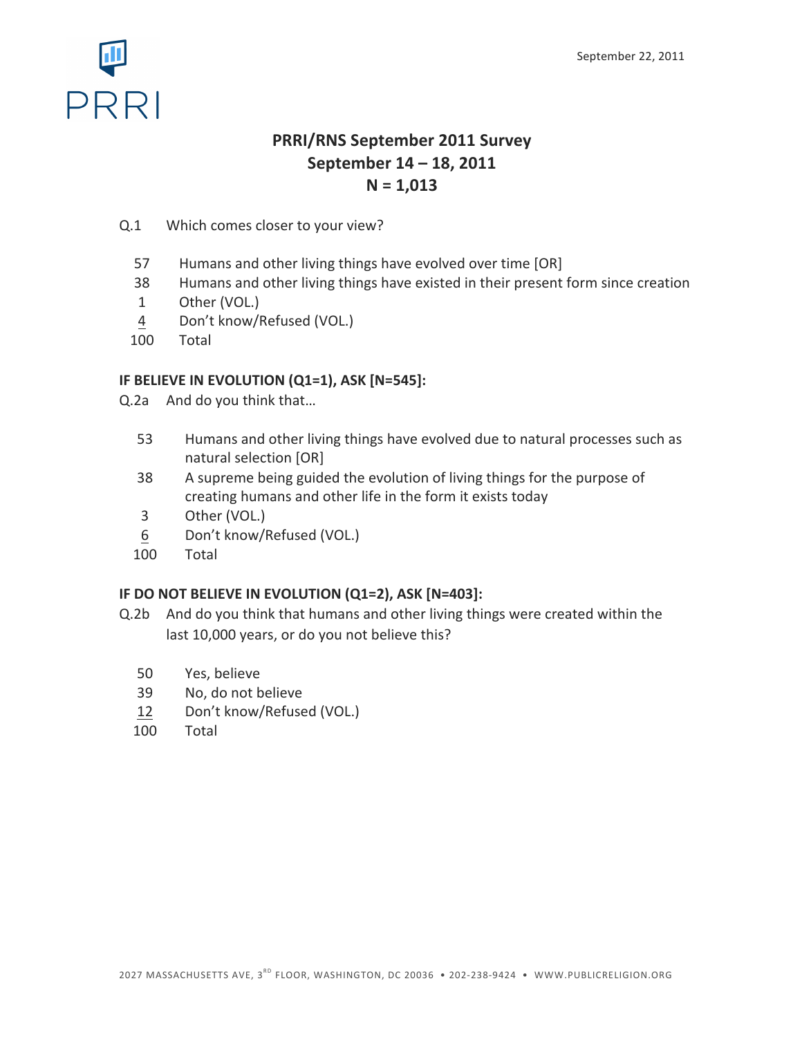September 22, 2011

# PRRI/RNS September 2011 Survey
## September 14 – 18, 2011
## N = 1,013

Q.1 Which comes closer to your view?

| | |
|---|---|
| 57 | Humans and other living things have evolved over time [OR] |
| 38 | Humans and other living things have existed in their present form since creation |
| 1 | Other (VOL.) |
| 4 | Don't know/Refused (VOL.) |
| 100 | Total |

**IF BELIEVE IN EVOLUTION (Q1=1), ASK [N=545]:**

Q.2a And do you think that…

| | |
|---|---|
| 53 | Humans and other living things have evolved due to natural processes such as natural selection [OR] |
| 38 | A supreme being guided the evolution of living things for the purpose of creating humans and other life in the form it exists today |
| 3 | Other (VOL.) |
| 6 | Don't know/Refused (VOL.) |
| 100 | Total |

**IF DO NOT BELIEVE IN EVOLUTION (Q1=2), ASK [N=403]:**

Q.2b And do you think that humans and other living things were created within the last 10,000 years, or do you not believe this?

| | |
|---|---|
| 50 | Yes, believe |
| 39 | No, do not believe |
| 12 | Don't know/Refused (VOL.) |
| 100 | Total |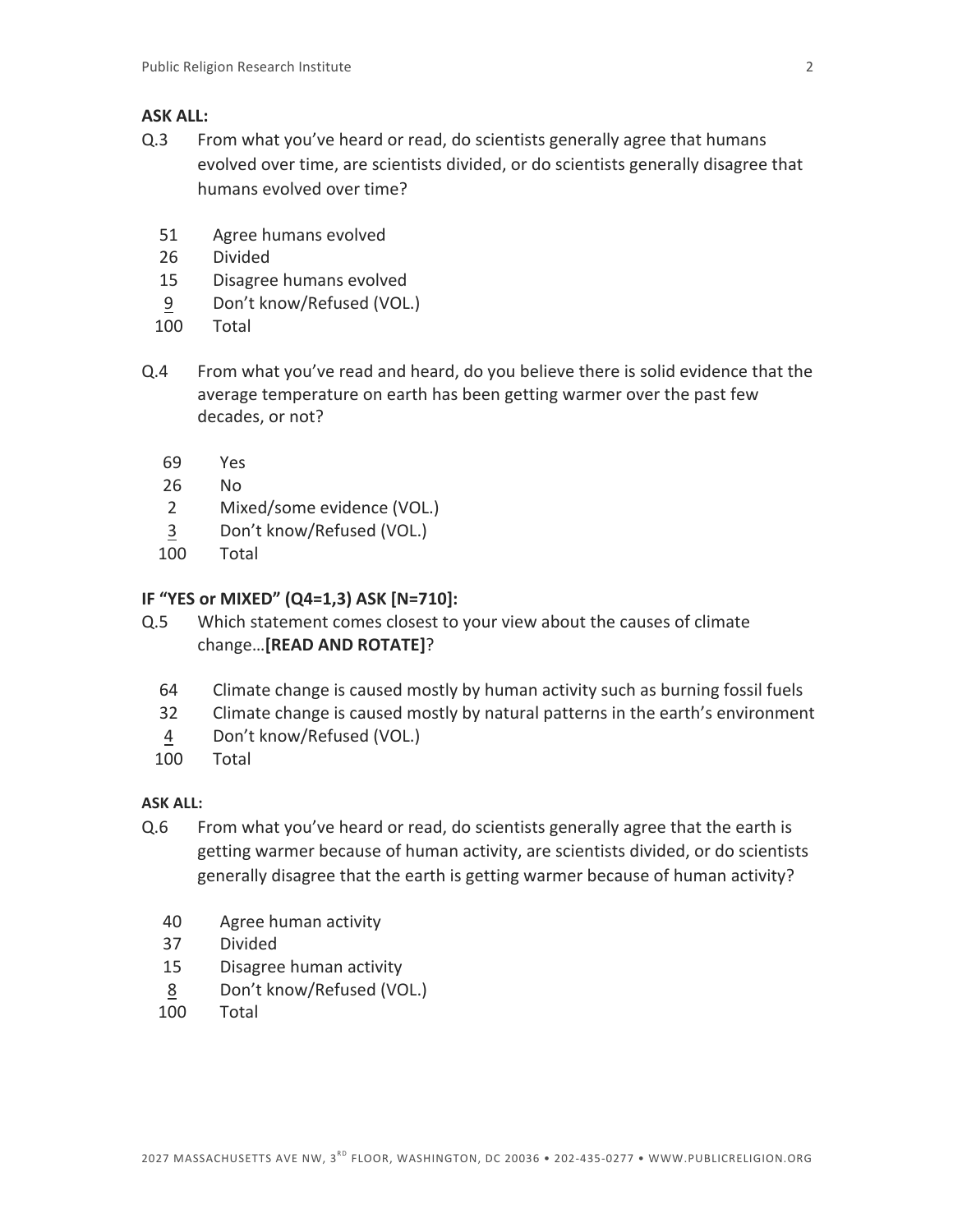**ASK ALL:**

Q.3 From what you've heard or read, do scientists generally agree that humans evolved over time, are scientists divided, or do scientists generally disagree that humans evolved over time?

| | |
|---|---|
| 51 | Agree humans evolved |
| 26 | Divided |
| 15 | Disagree humans evolved |
| 9 | Don't know/Refused (VOL.) |
| 100 | Total |

Q.4 From what you've read and heard, do you believe there is solid evidence that the average temperature on earth has been getting warmer over the past few decades, or not?

| | |
|---|---|
| 69 | Yes |
| 26 | No |
| 2 | Mixed/some evidence (VOL.) |
| 3 | Don't know/Refused (VOL.) |
| 100 | Total |

**IF "YES or MIXED" (Q4=1,3) ASK [N=710]:**

Q.5 Which statement comes closest to your view about the causes of climate change…**[READ AND ROTATE]**?

| | |
|---|---|
| 64 | Climate change is caused mostly by human activity such as burning fossil fuels |
| 32 | Climate change is caused mostly by natural patterns in the earth's environment |
| 4 | Don't know/Refused (VOL.) |
| 100 | Total |

**ASK ALL:**

Q.6 From what you've heard or read, do scientists generally agree that the earth is getting warmer because of human activity, are scientists divided, or do scientists generally disagree that the earth is getting warmer because of human activity?

| | |
|---|---|
| 40 | Agree human activity |
| 37 | Divided |
| 15 | Disagree human activity |
| 8 | Don't know/Refused (VOL.) |
| 100 | Total |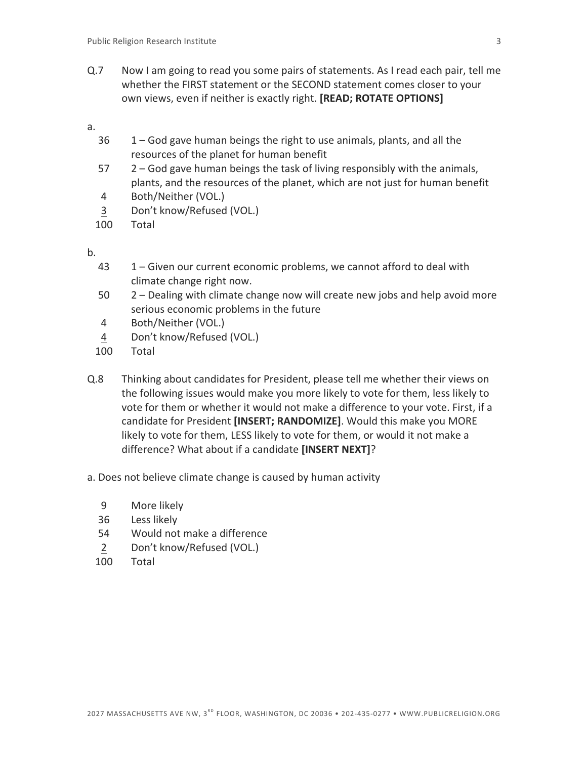Q.7 Now I am going to read you some pairs of statements. As I read each pair, tell me whether the FIRST statement or the SECOND statement comes closer to your own views, even if neither is exactly right. **[READ; ROTATE OPTIONS]**

a.

| | |
|---|---|
| 36 | 1 – God gave human beings the right to use animals, plants, and all the resources of the planet for human benefit |
| 57 | 2 – God gave human beings the task of living responsibly with the animals, plants, and the resources of the planet, which are not just for human benefit |
| 4 | Both/Neither (VOL.) |
| 3 | Don't know/Refused (VOL.) |
| 100 | Total |

b.

| | |
|---|---|
| 43 | 1 – Given our current economic problems, we cannot afford to deal with climate change right now. |
| 50 | 2 – Dealing with climate change now will create new jobs and help avoid more serious economic problems in the future |
| 4 | Both/Neither (VOL.) |
| 4 | Don't know/Refused (VOL.) |
| 100 | Total |

Q.8 Thinking about candidates for President, please tell me whether their views on the following issues would make you more likely to vote for them, less likely to vote for them or whether it would not make a difference to your vote. First, if a candidate for President **[INSERT; RANDOMIZE]**. Would this make you MORE likely to vote for them, LESS likely to vote for them, or would it not make a difference? What about if a candidate **[INSERT NEXT]**?

a. Does not believe climate change is caused by human activity

| | |
|---|---|
| 9 | More likely |
| 36 | Less likely |
| 54 | Would not make a difference |
| 2 | Don't know/Refused (VOL.) |
| 100 | Total |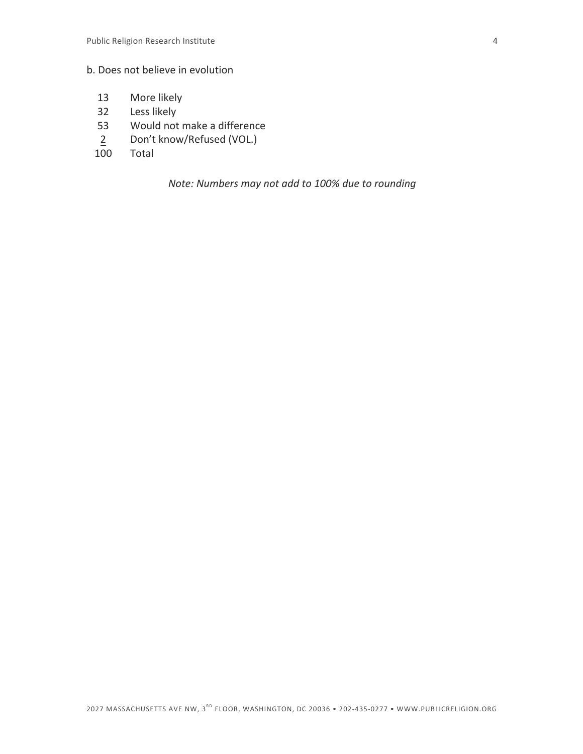b. Does not believe in evolution

| | |
|---|---|
| 13 | More likely |
| 32 | Less likely |
| 53 | Would not make a difference |
| 2 | Don't know/Refused (VOL.) |
| 100 | Total |

*Note: Numbers may not add to 100% due to rounding*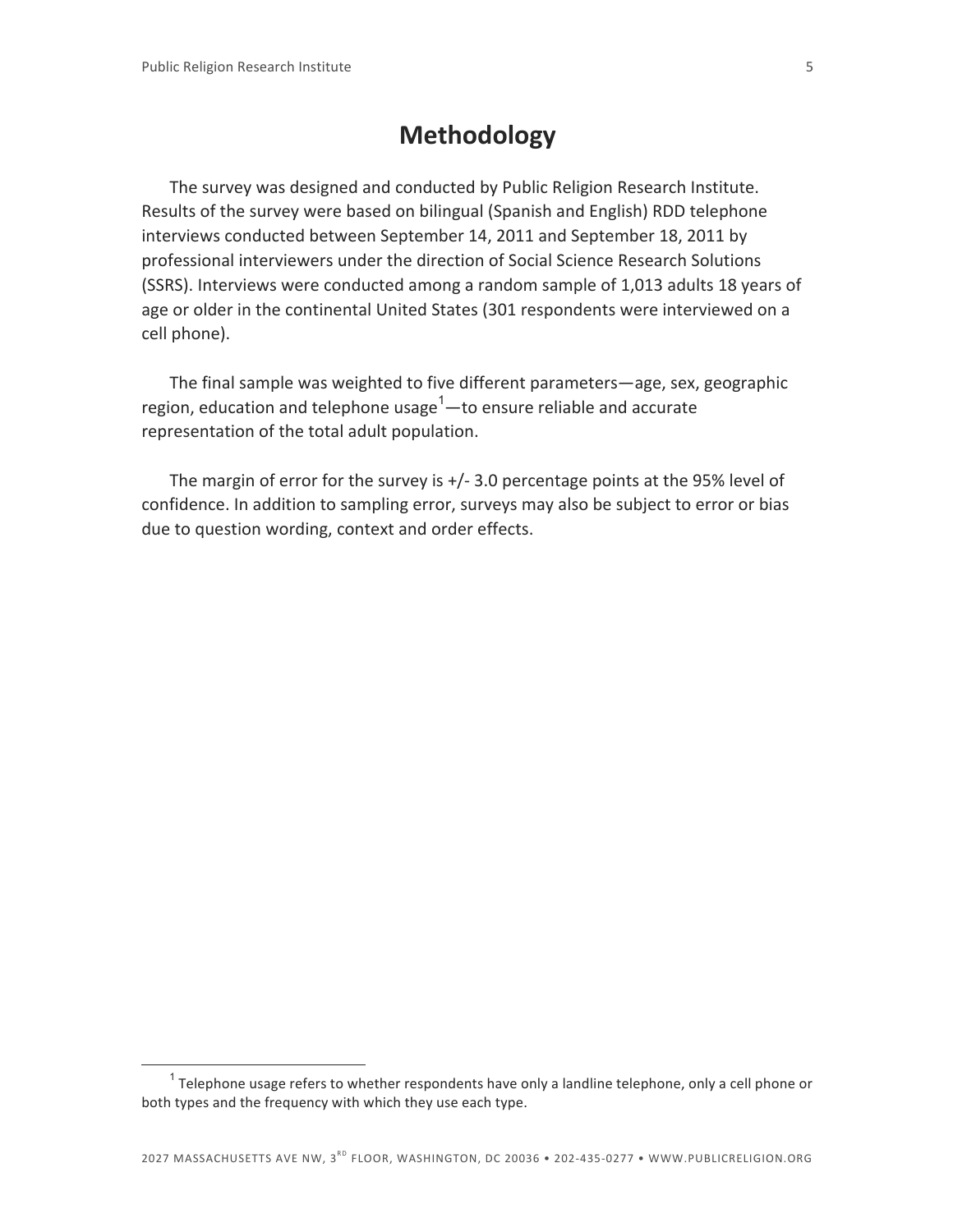# Methodology

The survey was designed and conducted by Public Religion Research Institute. Results of the survey were based on bilingual (Spanish and English) RDD telephone interviews conducted between September 14, 2011 and September 18, 2011 by professional interviewers under the direction of Social Science Research Solutions (SSRS). Interviews were conducted among a random sample of 1,013 adults 18 years of age or older in the continental United States (301 respondents were interviewed on a cell phone).

The final sample was weighted to five different parameters—age, sex, geographic region, education and telephone usage[1]—to ensure reliable and accurate representation of the total adult population.

The margin of error for the survey is +/- 3.0 percentage points at the 95% level of confidence. In addition to sampling error, surveys may also be subject to error or bias due to question wording, context and order effects.

[1] Telephone usage refers to whether respondents have only a landline telephone, only a cell phone or both types and the frequency with which they use each type.